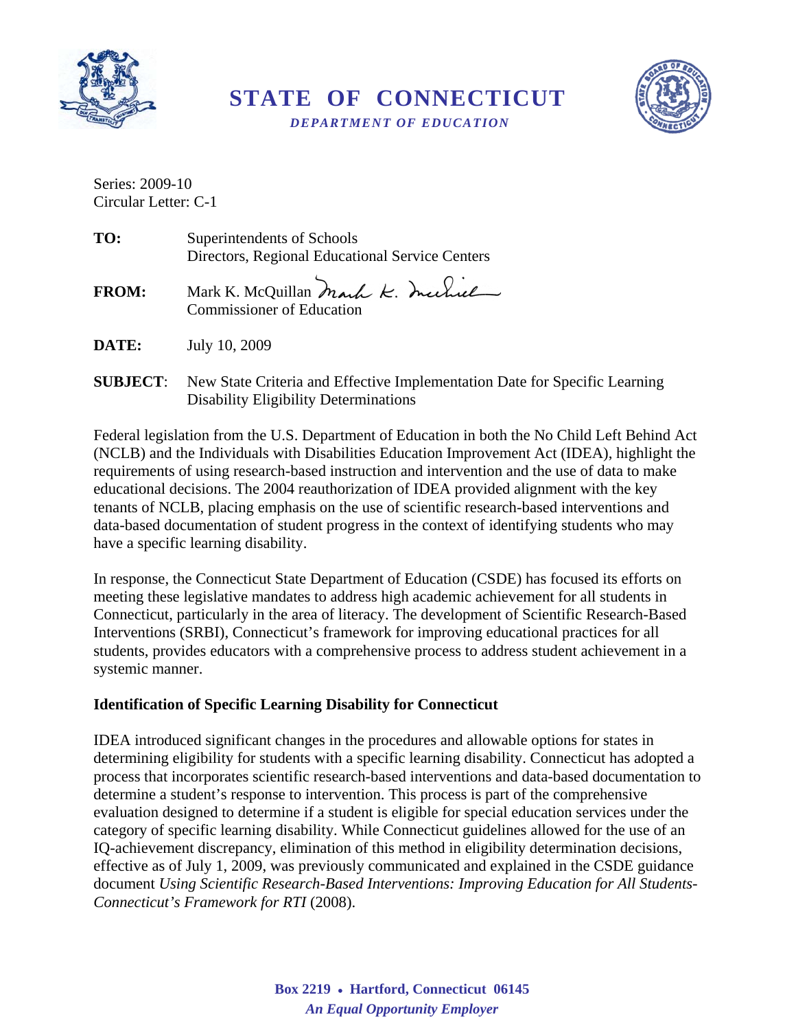# STATE OF CONNECTICUT

***DEPARTMENT OF EDUCATION***

Series: 2009-10
Circular Letter: C-1

**TO:** Superintendents of Schools
Directors, Regional Educational Service Centers

**FROM:** Mark K. McQuillan
Commissioner of Education

**DATE:** July 10, 2009

**SUBJECT**: New State Criteria and Effective Implementation Date for Specific Learning Disability Eligibility Determinations

Federal legislation from the U.S. Department of Education in both the No Child Left Behind Act (NCLB) and the Individuals with Disabilities Education Improvement Act (IDEA), highlight the requirements of using research-based instruction and intervention and the use of data to make educational decisions. The 2004 reauthorization of IDEA provided alignment with the key tenants of NCLB, placing emphasis on the use of scientific research-based interventions and data-based documentation of student progress in the context of identifying students who may have a specific learning disability.

In response, the Connecticut State Department of Education (CSDE) has focused its efforts on meeting these legislative mandates to address high academic achievement for all students in Connecticut, particularly in the area of literacy. The development of Scientific Research-Based Interventions (SRBI), Connecticut's framework for improving educational practices for all students, provides educators with a comprehensive process to address student achievement in a systemic manner.

**Identification of Specific Learning Disability for Connecticut**

IDEA introduced significant changes in the procedures and allowable options for states in determining eligibility for students with a specific learning disability. Connecticut has adopted a process that incorporates scientific research-based interventions and data-based documentation to determine a student's response to intervention. This process is part of the comprehensive evaluation designed to determine if a student is eligible for special education services under the category of specific learning disability. While Connecticut guidelines allowed for the use of an IQ-achievement discrepancy, elimination of this method in eligibility determination decisions, effective as of July 1, 2009, was previously communicated and explained in the CSDE guidance document *Using Scientific Research-Based Interventions: Improving Education for All Students-Connecticut's Framework for RTI* (2008).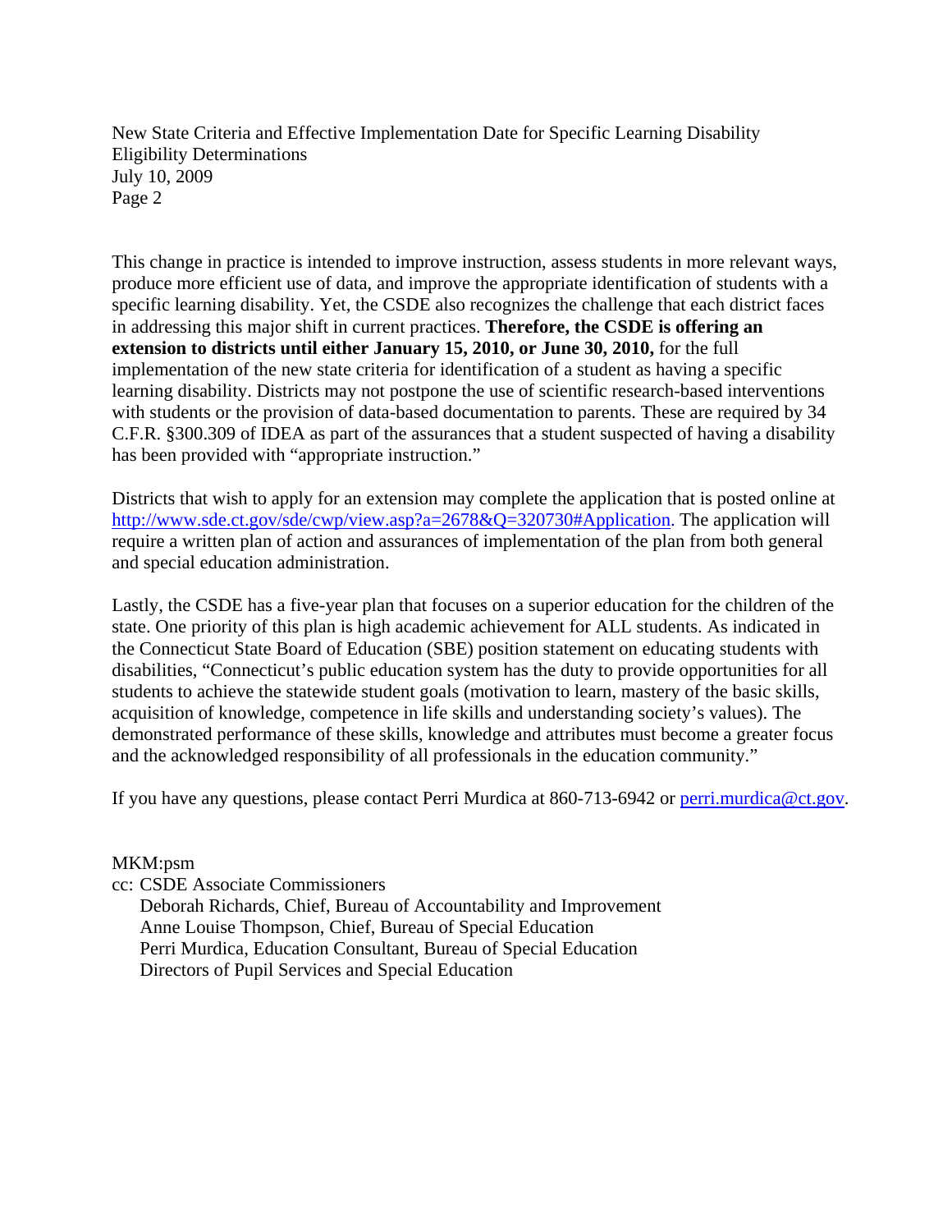This change in practice is intended to improve instruction, assess students in more relevant ways, produce more efficient use of data, and improve the appropriate identification of students with a specific learning disability. Yet, the CSDE also recognizes the challenge that each district faces in addressing this major shift in current practices. **Therefore, the CSDE is offering an extension to districts until either January 15, 2010, or June 30, 2010,** for the full implementation of the new state criteria for identification of a student as having a specific learning disability. Districts may not postpone the use of scientific research-based interventions with students or the provision of data-based documentation to parents. These are required by 34 C.F.R. §300.309 of IDEA as part of the assurances that a student suspected of having a disability has been provided with "appropriate instruction."

Districts that wish to apply for an extension may complete the application that is posted online at http://www.sde.ct.gov/sde/cwp/view.asp?a=2678&Q=320730#Application. The application will require a written plan of action and assurances of implementation of the plan from both general and special education administration.

Lastly, the CSDE has a five-year plan that focuses on a superior education for the children of the state. One priority of this plan is high academic achievement for ALL students. As indicated in the Connecticut State Board of Education (SBE) position statement on educating students with disabilities, "Connecticut's public education system has the duty to provide opportunities for all students to achieve the statewide student goals (motivation to learn, mastery of the basic skills, acquisition of knowledge, competence in life skills and understanding society's values). The demonstrated performance of these skills, knowledge and attributes must become a greater focus and the acknowledged responsibility of all professionals in the education community."

If you have any questions, please contact Perri Murdica at 860-713-6942 or perri.murdica@ct.gov.

MKM:psm

cc: CSDE Associate Commissioners
Deborah Richards, Chief, Bureau of Accountability and Improvement
Anne Louise Thompson, Chief, Bureau of Special Education
Perri Murdica, Education Consultant, Bureau of Special Education
Directors of Pupil Services and Special Education